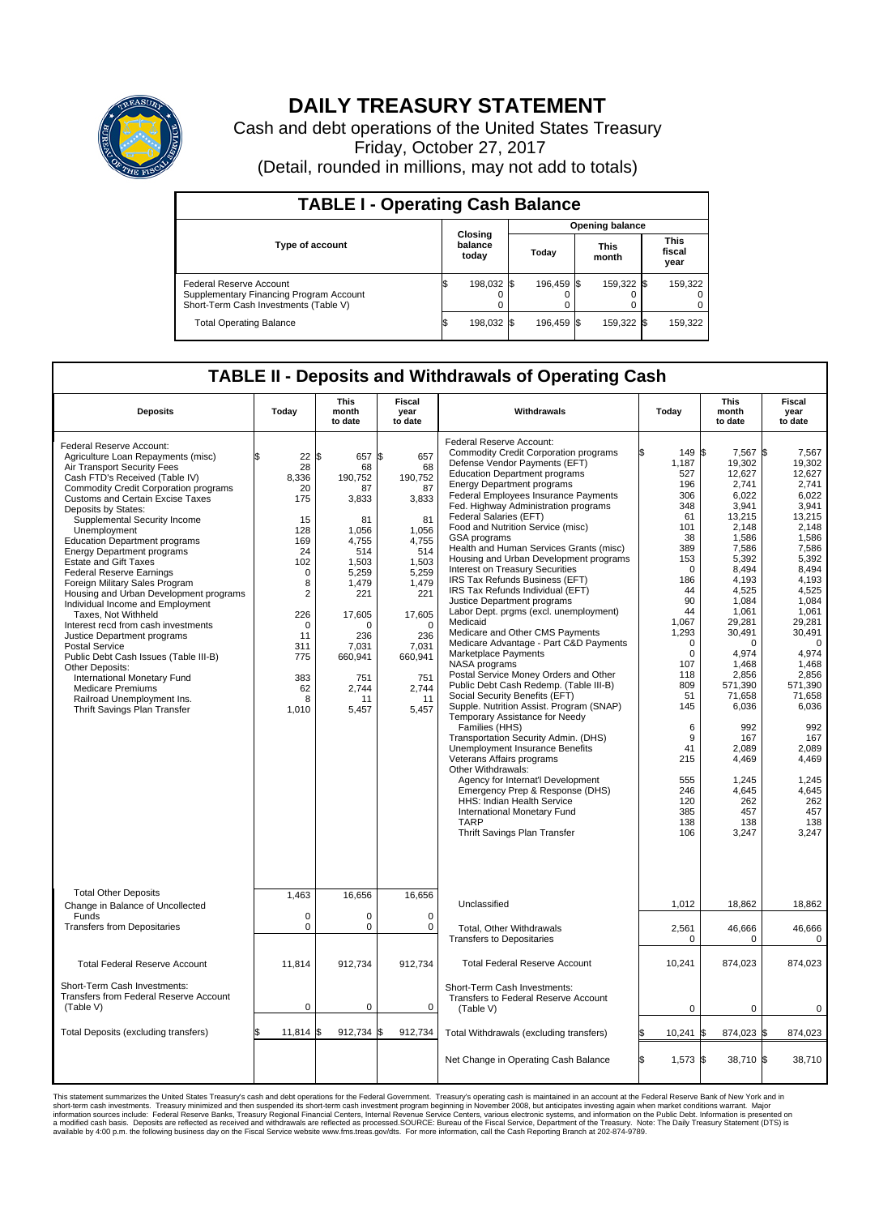# DAILY TREASURY STATEMENT

Cash and debt operations of the United States Treasury

Friday, October 27, 2017

(Detail, rounded in millions, may not add to totals)

## TABLE I - Operating Cash Balance

| Type of account | Closing balance today | Opening balance Today | Opening balance This month | Opening balance This fiscal year |
|---|---|---|---|---|
| Federal Reserve Account | $ 198,032 | $ 196,459 | $ 159,322 | $ 159,322 |
| Supplementary Financing Program Account | 0 | 0 | 0 | 0 |
| Short-Term Cash Investments (Table V) | 0 | 0 | 0 | 0 |
| Total Operating Balance | $ 198,032 | $ 196,459 | $ 159,322 | $ 159,322 |

## TABLE II - Deposits and Withdrawals of Operating Cash

| Deposits | Today | This month to date | Fiscal year to date |
|---|---|---|---|
| Federal Reserve Account: | | | |
| Agriculture Loan Repayments (misc) | $ 22 | $ 657 | $ 657 |
| Air Transport Security Fees | 28 | 68 | 68 |
| Cash FTD's Received (Table IV) | 8,336 | 190,752 | 190,752 |
| Commodity Credit Corporation programs | 20 | 87 | 87 |
| Customs and Certain Excise Taxes | 175 | 3,833 | 3,833 |
| Deposits by States: | | | |
| Supplemental Security Income | 15 | 81 | 81 |
| Unemployment | 128 | 1,056 | 1,056 |
| Education Department programs | 169 | 4,755 | 4,755 |
| Energy Department programs | 24 | 514 | 514 |
| Estate and Gift Taxes | 102 | 1,503 | 1,503 |
| Federal Reserve Earnings | 0 | 5,259 | 5,259 |
| Foreign Military Sales Program | 8 | 1,479 | 1,479 |
| Housing and Urban Development programs | 2 | 221 | 221 |
| Individual Income and Employment Taxes, Not Withheld | 226 | 17,605 | 17,605 |
| Interest recd from cash investments | 0 | 0 | 0 |
| Justice Department programs | 11 | 236 | 236 |
| Postal Service | 311 | 7,031 | 7,031 |
| Public Debt Cash Issues (Table III-B) | 775 | 660,941 | 660,941 |
| Other Deposits: | | | |
| International Monetary Fund | 383 | 751 | 751 |
| Medicare Premiums | 62 | 2,744 | 2,744 |
| Railroad Unemployment Ins. | 8 | 11 | 11 |
| Thrift Savings Plan Transfer | 1,010 | 5,457 | 5,457 |
| Total Other Deposits | 1,463 | 16,656 | 16,656 |
| Change in Balance of Uncollected Funds | 0 | 0 | 0 |
| Transfers from Depositaries | 0 | 0 | 0 |
| Total Federal Reserve Account | 11,814 | 912,734 | 912,734 |
| Short-Term Cash Investments: Transfers from Federal Reserve Account (Table V) | 0 | 0 | 0 |
| Total Deposits (excluding transfers) | $ 11,814 | $ 912,734 | $ 912,734 |

| Withdrawals | Today | This month to date | Fiscal year to date |
|---|---|---|---|
| Federal Reserve Account: | | | |
| Commodity Credit Corporation programs | $ 149 | $ 7,567 | $ 7,567 |
| Defense Vendor Payments (EFT) | 1,187 | 19,302 | 19,302 |
| Education Department programs | 527 | 12,627 | 12,627 |
| Energy Department programs | 196 | 2,741 | 2,741 |
| Federal Employees Insurance Payments | 306 | 6,022 | 6,022 |
| Fed. Highway Administration programs | 348 | 3,941 | 3,941 |
| Federal Salaries (EFT) | 61 | 13,215 | 13,215 |
| Food and Nutrition Service (misc) | 101 | 2,148 | 2,148 |
| GSA programs | 38 | 1,586 | 1,586 |
| Health and Human Services Grants (misc) | 389 | 7,586 | 7,586 |
| Housing and Urban Development programs | 153 | 5,392 | 5,392 |
| Interest on Treasury Securities | 0 | 8,494 | 8,494 |
| IRS Tax Refunds Business (EFT) | 186 | 4,193 | 4,193 |
| IRS Tax Refunds Individual (EFT) | 44 | 4,525 | 4,525 |
| Justice Department programs | 90 | 1,084 | 1,084 |
| Labor Dept. prgms (excl. unemployment) | 44 | 1,061 | 1,061 |
| Medicaid | 1,067 | 29,281 | 29,281 |
| Medicare and Other CMS Payments | 1,293 | 30,491 | 30,491 |
| Medicare Advantage - Part C&D Payments | 0 | 0 | 0 |
| Marketplace Payments | 0 | 4,974 | 4,974 |
| NASA programs | 107 | 1,468 | 1,468 |
| Postal Service Money Orders and Other | 118 | 2,856 | 2,856 |
| Public Debt Cash Redemp. (Table III-B) | 809 | 571,390 | 571,390 |
| Social Security Benefits (EFT) | 51 | 71,658 | 71,658 |
| Supple. Nutrition Assist. Program (SNAP) | 145 | 6,036 | 6,036 |
| Temporary Assistance for Needy Families (HHS) | 6 | 992 | 992 |
| Transportation Security Admin. (DHS) | 9 | 167 | 167 |
| Unemployment Insurance Benefits | 41 | 2,089 | 2,089 |
| Veterans Affairs programs | 215 | 4,469 | 4,469 |
| Other Withdrawals: | | | |
| Agency for Internat'l Development | 555 | 1,245 | 1,245 |
| Emergency Prep & Response (DHS) | 246 | 4,645 | 4,645 |
| HHS: Indian Health Service | 120 | 262 | 262 |
| International Monetary Fund | 385 | 457 | 457 |
| TARP | 138 | 138 | 138 |
| Thrift Savings Plan Transfer | 106 | 3,247 | 3,247 |
| Unclassified | 1,012 | 18,862 | 18,862 |
| Total, Other Withdrawals | 2,561 | 46,666 | 46,666 |
| Transfers to Depositaries | 0 | 0 | 0 |
| Total Federal Reserve Account | 10,241 | 874,023 | 874,023 |
| Short-Term Cash Investments: Transfers to Federal Reserve Account (Table V) | 0 | 0 | 0 |
| Total Withdrawals (excluding transfers) | $ 10,241 | $ 874,023 | $ 874,023 |
| Net Change in Operating Cash Balance | $ 1,573 | $ 38,710 | $ 38,710 |

This statement summarizes the United States Treasury's cash and debt operations for the Federal Government. Treasury's operating cash is maintained in an account at the Federal Reserve Bank of New York and in short-term cash investments. Treasury minimized and then suspended its short-term cash investment program beginning in November 2008, but anticipates investing again when market conditions warrant. Major information sources include: Federal Reserve Banks, Treasury Regional Financial Centers, Internal Revenue Service Centers, various electronic systems, and information on the Public Debt. Information is presented on a modified cash basis. Deposits are reflected as received and withdrawals are reflected as processed.SOURCE: Bureau of the Fiscal Service, Department of the Treasury. Note: The Daily Treasury Statement (DTS) is available by 4:00 p.m. the following business day on the Fiscal Service website www.fms.treas.gov/dts. For more information, call the Cash Reporting Branch at 202-874-9789.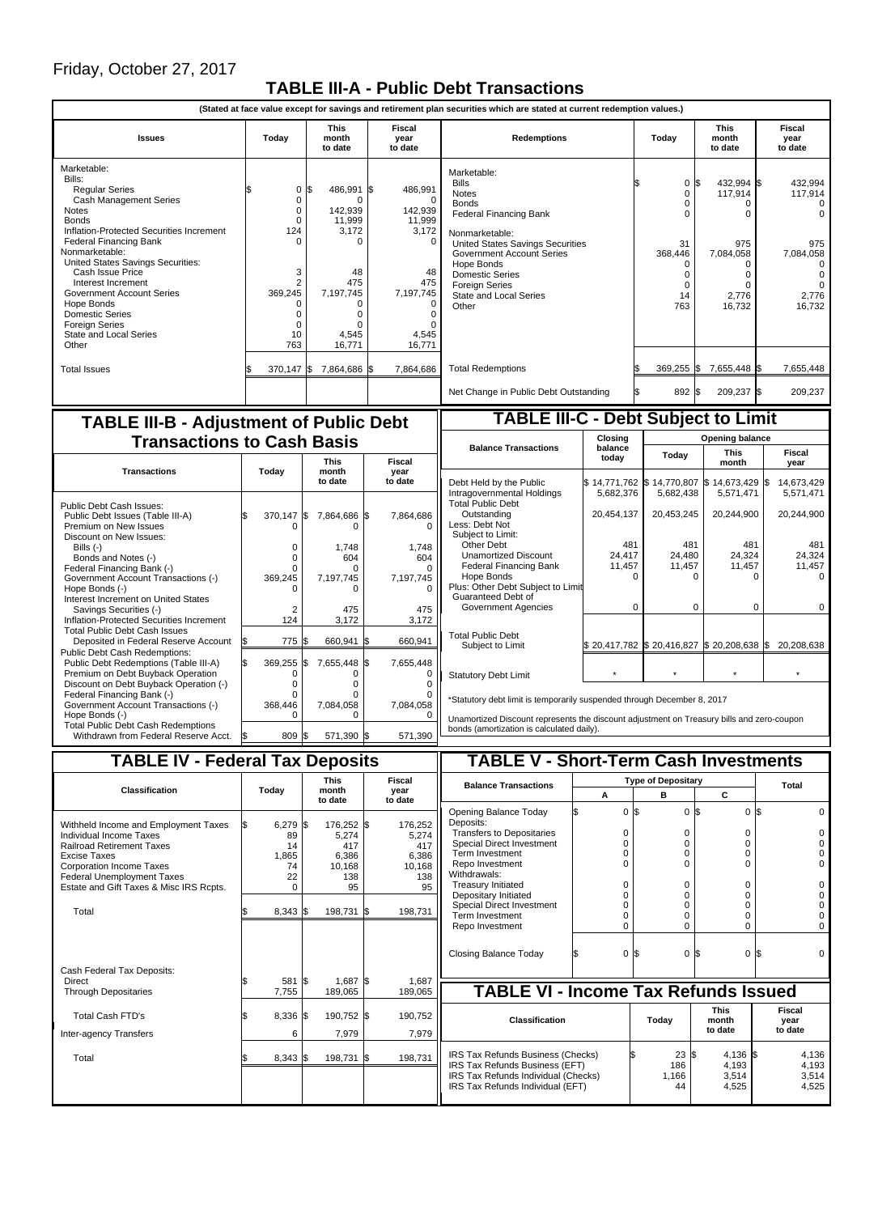Friday, October 27, 2017

# TABLE III-A - Public Debt Transactions

(Stated at face value except for savings and retirement plan securities which are stated at current redemption values.)

| Issues | Today | This month to date | Fiscal year to date |
|---|---|---|---|
| Marketable: | | | |
| Bills: | | | |
| Regular Series | $ 0 | $ 486,991 | $ 486,991 |
| Cash Management Series | 0 | 0 | 0 |
| Notes | 0 | 142,939 | 142,939 |
| Bonds | 0 | 11,999 | 11,999 |
| Inflation-Protected Securities Increment | 124 | 3,172 | 3,172 |
| Federal Financing Bank | 0 | 0 | 0 |
| Nonmarketable: | | | |
| United States Savings Securities: | | | |
| Cash Issue Price | 3 | 48 | 48 |
| Interest Increment | 2 | 475 | 475 |
| Government Account Series | 369,245 | 7,197,745 | 7,197,745 |
| Hope Bonds | 0 | 0 | 0 |
| Domestic Series | 0 | 0 | 0 |
| Foreign Series | 0 | 0 | 0 |
| State and Local Series | 10 | 4,545 | 4,545 |
| Other | 763 | 16,771 | 16,771 |
| Total Issues | $ 370,147 | $ 7,864,686 | $ 7,864,686 |

| Redemptions | Today | This month to date | Fiscal year to date |
|---|---|---|---|
| Marketable: | | | |
| Bills | $ 0 | $ 432,994 | $ 432,994 |
| Notes | 0 | 117,914 | 117,914 |
| Bonds | 0 | 0 | 0 |
| Federal Financing Bank | 0 | 0 | 0 |
| Nonmarketable: | | | |
| United States Savings Securities | 31 | 975 | 975 |
| Government Account Series | 368,446 | 7,084,058 | 7,084,058 |
| Hope Bonds | 0 | 0 | 0 |
| Domestic Series | 0 | 0 | 0 |
| Foreign Series | 0 | 0 | 0 |
| State and Local Series | 14 | 2,776 | 2,776 |
| Other | 763 | 16,732 | 16,732 |
| Total Redemptions | $ 369,255 | $ 7,655,448 | $ 7,655,448 |
| Net Change in Public Debt Outstanding | $ 892 | $ 209,237 | $ 209,237 |

# TABLE III-B - Adjustment of Public Debt Transactions to Cash Basis

| Transactions | Today | This month to date | Fiscal year to date |
|---|---|---|---|
| Public Debt Cash Issues: | | | |
| Public Debt Issues (Table III-A) | $ 370,147 | $ 7,864,686 | $ 7,864,686 |
| Premium on New Issues | 0 | 0 | 0 |
| Discount on New Issues: | | | |
| Bills (-) | 0 | 1,748 | 1,748 |
| Bonds and Notes (-) | 0 | 604 | 604 |
| Federal Financing Bank (-) | 0 | 0 | 0 |
| Government Account Transactions (-) | 369,245 | 7,197,745 | 7,197,745 |
| Hope Bonds (-) | 0 | 0 | 0 |
| Interest Increment on United States Savings Securities (-) | 2 | 475 | 475 |
| Inflation-Protected Securities Increment | 124 | 3,172 | 3,172 |
| Total Public Debt Cash Issues Deposited in Federal Reserve Account | $ 775 | $ 660,941 | $ 660,941 |
| Public Debt Cash Redemptions: | | | |
| Public Debt Redemptions (Table III-A) | $ 369,255 | $ 7,655,448 | $ 7,655,448 |
| Premium on Debt Buyback Operation | 0 | 0 | 0 |
| Discount on Debt Buyback Operation (-) | 0 | 0 | 0 |
| Federal Financing Bank (-) | 0 | 0 | 0 |
| Government Account Transactions (-) | 368,446 | 7,084,058 | 7,084,058 |
| Hope Bonds (-) | 0 | 0 | 0 |
| Total Public Debt Cash Redemptions Withdrawn from Federal Reserve Acct. | $ 809 | $ 571,390 | $ 571,390 |

# TABLE III-C - Debt Subject to Limit

| Balance Transactions | Closing balance today | Opening balance Today | Opening balance This month | Opening balance Fiscal year |
|---|---|---|---|---|
| Debt Held by the Public | $ 14,771,762 | $ 14,770,807 | $ 14,673,429 | $ 14,673,429 |
| Intragovernmental Holdings | 5,682,376 | 5,682,438 | 5,571,471 | 5,571,471 |
| Total Public Debt Outstanding | 20,454,137 | 20,453,245 | 20,244,900 | 20,244,900 |
| Less: Debt Not Subject to Limit: | | | | |
| Other Debt | 481 | 481 | 481 | 481 |
| Unamortized Discount | 24,417 | 24,480 | 24,324 | 24,324 |
| Federal Financing Bank | 11,457 | 11,457 | 11,457 | 11,457 |
| Hope Bonds | 0 | 0 | 0 | 0 |
| Plus: Other Debt Subject to Limit | | | | |
| Guaranteed Debt of Government Agencies | 0 | 0 | 0 | 0 |
| Total Public Debt Subject to Limit | $ 20,417,782 | $ 20,416,827 | $ 20,208,638 | $ 20,208,638 |
| Statutory Debt Limit | * | * | * | * |

*Statutory debt limit is temporarily suspended through December 8, 2017

Unamortized Discount represents the discount adjustment on Treasury bills and zero-coupon bonds (amortization is calculated daily).

# TABLE IV - Federal Tax Deposits

| Classification | Today | This month to date | Fiscal year to date |
|---|---|---|---|
| Withheld Income and Employment Taxes | $ 6,279 | $ 176,252 | $ 176,252 |
| Individual Income Taxes | 89 | 5,274 | 5,274 |
| Railroad Retirement Taxes | 14 | 417 | 417 |
| Excise Taxes | 1,865 | 6,386 | 6,386 |
| Corporation Income Taxes | 74 | 10,168 | 10,168 |
| Federal Unemployment Taxes | 22 | 138 | 138 |
| Estate and Gift Taxes & Misc IRS Rcpts. | 0 | 95 | 95 |
| Total | $ 8,343 | $ 198,731 | $ 198,731 |
| Cash Federal Tax Deposits: | | | |
| Direct | $ 581 | $ 1,687 | $ 1,687 |
| Through Depositaries | 7,755 | 189,065 | 189,065 |
| Total Cash FTD's | $ 8,336 | $ 190,752 | $ 190,752 |
| Inter-agency Transfers | 6 | 7,979 | 7,979 |
| Total | $ 8,343 | $ 198,731 | $ 198,731 |

# TABLE V - Short-Term Cash Investments

| Balance Transactions | Type of Depositary A | Type of Depositary B | Type of Depositary C | Total |
|---|---|---|---|---|
| Opening Balance Today | $ 0 | $ 0 | $ 0 | $ 0 |
| Deposits: | | | | |
| Transfers to Depositaries | 0 | 0 | 0 | 0 |
| Special Direct Investment | 0 | 0 | 0 | 0 |
| Term Investment | 0 | 0 | 0 | 0 |
| Repo Investment | 0 | 0 | 0 | 0 |
| Withdrawals: | | | | |
| Treasury Initiated | 0 | 0 | 0 | 0 |
| Depositary Initiated | 0 | 0 | 0 | 0 |
| Special Direct Investment | 0 | 0 | 0 | 0 |
| Term Investment | 0 | 0 | 0 | 0 |
| Repo Investment | 0 | 0 | 0 | 0 |
| Closing Balance Today | $ 0 | $ 0 | $ 0 | $ 0 |

# TABLE VI - Income Tax Refunds Issued

| Classification | Today | This month to date | Fiscal year to date |
|---|---|---|---|
| IRS Tax Refunds Business (Checks) | $ 23 | $ 4,136 | $ 4,136 |
| IRS Tax Refunds Business (EFT) | 186 | 4,193 | 4,193 |
| IRS Tax Refunds Individual (Checks) | 1,166 | 3,514 | 3,514 |
| IRS Tax Refunds Individual (EFT) | 44 | 4,525 | 4,525 |